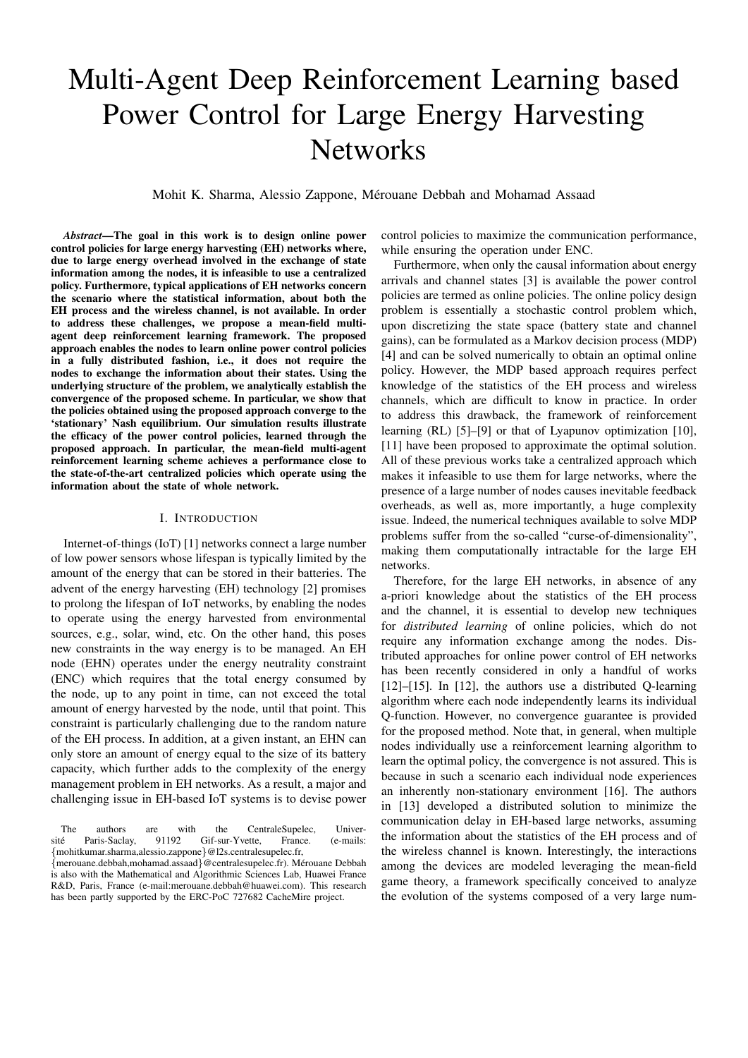# Multi-Agent Deep Reinforcement Learning based Power Control for Large Energy Harvesting Networks

Mohit K. Sharma, Alessio Zappone, Mérouane Debbah and Mohamad Assaad

***Abstract*—The goal in this work is to design online power control policies for large energy harvesting (EH) networks where, due to large energy overhead involved in the exchange of state information among the nodes, it is infeasible to use a centralized policy. Furthermore, typical applications of EH networks concern the scenario where the statistical information, about both the EH process and the wireless channel, is not available. In order to address these challenges, we propose a mean-field multi-agent deep reinforcement learning framework. The proposed approach enables the nodes to learn online power control policies in a fully distributed fashion, i.e., it does not require the nodes to exchange the information about their states. Using the underlying structure of the problem, we analytically establish the convergence of the proposed scheme. In particular, we show that the policies obtained using the proposed approach converge to the 'stationary' Nash equilibrium. Our simulation results illustrate the efficacy of the power control policies, learned through the proposed approach. In particular, the mean-field multi-agent reinforcement learning scheme achieves a performance close to the state-of-the-art centralized policies which operate using the information about the state of whole network.**

## I. Introduction

Internet-of-things (IoT) [1] networks connect a large number of low power sensors whose lifespan is typically limited by the amount of the energy that can be stored in their batteries. The advent of the energy harvesting (EH) technology [2] promises to prolong the lifespan of IoT networks, by enabling the nodes to operate using the energy harvested from environmental sources, e.g., solar, wind, etc. On the other hand, this poses new constraints in the way energy is to be managed. An EH node (EHN) operates under the energy neutrality constraint (ENC) which requires that the total energy consumed by the node, up to any point in time, can not exceed the total amount of energy harvested by the node, until that point. This constraint is particularly challenging due to the random nature of the EH process. In addition, at a given instant, an EHN can only store an amount of energy equal to the size of its battery capacity, which further adds to the complexity of the energy management problem in EH networks. As a result, a major and challenging issue in EH-based IoT systems is to devise power control policies to maximize the communication performance, while ensuring the operation under ENC.

Furthermore, when only the causal information about energy arrivals and channel states [3] is available the power control policies are termed as online policies. The online policy design problem is essentially a stochastic control problem which, upon discretizing the state space (battery state and channel gains), can be formulated as a Markov decision process (MDP) [4] and can be solved numerically to obtain an optimal online policy. However, the MDP based approach requires perfect knowledge of the statistics of the EH process and wireless channels, which are difficult to know in practice. In order to address this drawback, the framework of reinforcement learning (RL) [5]–[9] or that of Lyapunov optimization [10], [11] have been proposed to approximate the optimal solution. All of these previous works take a centralized approach which makes it infeasible to use them for large networks, where the presence of a large number of nodes causes inevitable feedback overheads, as well as, more importantly, a huge complexity issue. Indeed, the numerical techniques available to solve MDP problems suffer from the so-called "curse-of-dimensionality", making them computationally intractable for the large EH networks.

Therefore, for the large EH networks, in absence of any a-priori knowledge about the statistics of the EH process and the channel, it is essential to develop new techniques for *distributed learning* of online policies, which do not require any information exchange among the nodes. Distributed approaches for online power control of EH networks has been recently considered in only a handful of works [12]–[15]. In [12], the authors use a distributed Q-learning algorithm where each node independently learns its individual Q-function. However, no convergence guarantee is provided for the proposed method. Note that, in general, when multiple nodes individually use a reinforcement learning algorithm to learn the optimal policy, the convergence is not assured. This is because in such a scenario each individual node experiences an inherently non-stationary environment [16]. The authors in [13] developed a distributed solution to minimize the communication delay in EH-based large networks, assuming the information about the statistics of the EH process and of the wireless channel is known. Interestingly, the interactions among the devices are modeled leveraging the mean-field game theory, a framework specifically conceived to analyze the evolution of the systems composed of a very large num-

The authors are with the CentraleSupelec, Université Paris-Saclay, 91192 Gif-sur-Yvette, France. (e-mails: {mohitkumar.sharma,alessio.zappone}@l2s.centralesupelec.fr, {merouane.debbah,mohamad.assaad}@centralesupelec.fr). Mérouane Debbah is also with the Mathematical and Algorithmic Sciences Lab, Huawei France R&D, Paris, France (e-mail:merouane.debbah@huawei.com). This research has been partly supported by the ERC-PoC 727682 CacheMire project.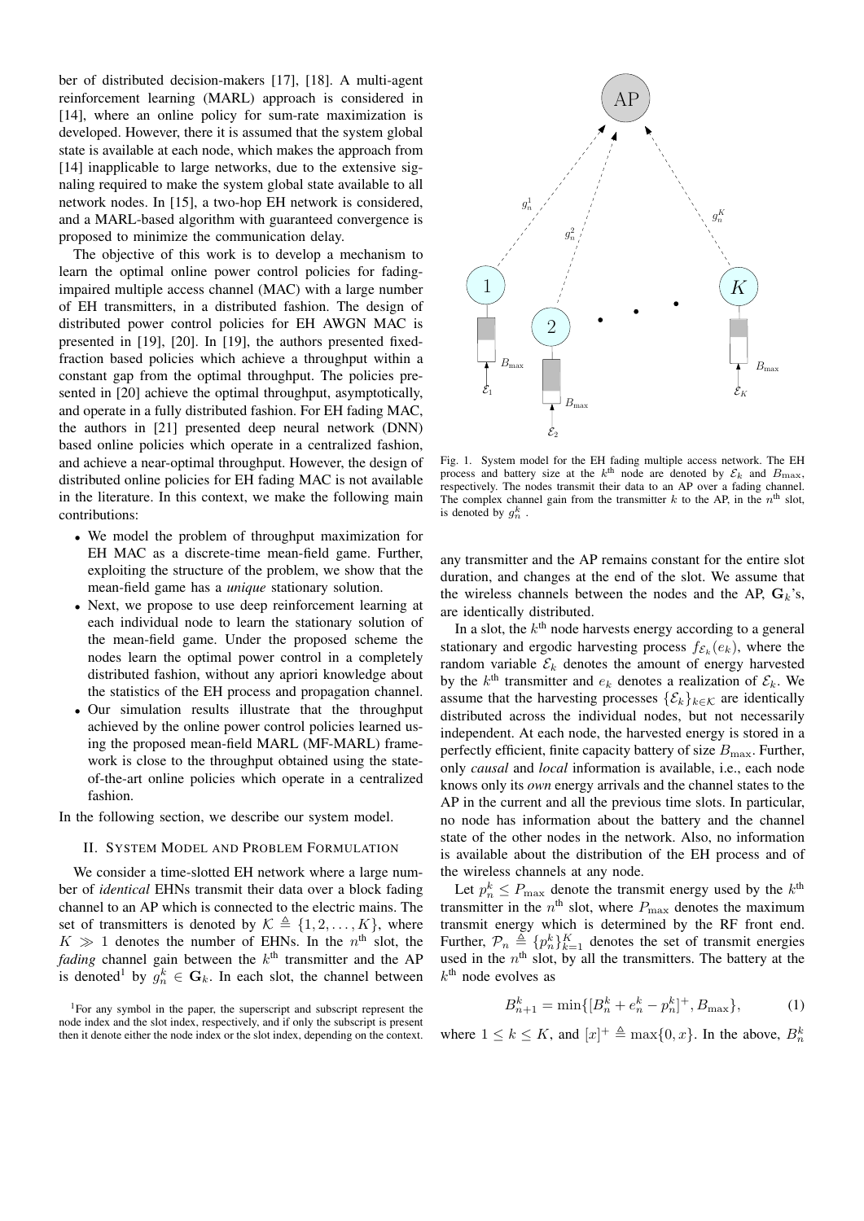ber of distributed decision-makers [17], [18]. A multi-agent reinforcement learning (MARL) approach is considered in [14], where an online policy for sum-rate maximization is developed. However, there it is assumed that the system global state is available at each node, which makes the approach from [14] inapplicable to large networks, due to the extensive signaling required to make the system global state available to all network nodes. In [15], a two-hop EH network is considered, and a MARL-based algorithm with guaranteed convergence is proposed to minimize the communication delay.

The objective of this work is to develop a mechanism to learn the optimal online power control policies for fading-impaired multiple access channel (MAC) with a large number of EH transmitters, in a distributed fashion. The design of distributed power control policies for EH AWGN MAC is presented in [19], [20]. In [19], the authors presented fixed-fraction based policies which achieve a throughput within a constant gap from the optimal throughput. The policies presented in [20] achieve the optimal throughput, asymptotically, and operate in a fully distributed fashion. For EH fading MAC, the authors in [21] presented deep neural network (DNN) based online policies which operate in a centralized fashion, and achieve a near-optimal throughput. However, the design of distributed online policies for EH fading MAC is not available in the literature. In this context, we make the following main contributions:

- We model the problem of throughput maximization for EH MAC as a discrete-time mean-field game. Further, exploiting the structure of the problem, we show that the mean-field game has a *unique* stationary solution.
- Next, we propose to use deep reinforcement learning at each individual node to learn the stationary solution of the mean-field game. Under the proposed scheme the nodes learn the optimal power control in a completely distributed fashion, without any apriori knowledge about the statistics of the EH process and propagation channel.
- Our simulation results illustrate that the throughput achieved by the online power control policies learned using the proposed mean-field MARL (MF-MARL) framework is close to the throughput obtained using the state-of-the-art online policies which operate in a centralized fashion.

In the following section, we describe our system model.

## II. System Model and Problem Formulation

We consider a time-slotted EH network where a large number of *identical* EHNs transmit their data over a block fading channel to an AP which is connected to the electric mains. The set of transmitters is denoted by $\mathcal{K} \triangleq \{1, 2, \ldots, K\}$, where $K \gg 1$ denotes the number of EHNs. In the $n^{\text{th}}$ slot, the *fading* channel gain between the $k^{\text{th}}$ transmitter and the AP is denoted[1] by $g_n^k \in \mathbf{G}_k$. In each slot, the channel between any transmitter and the AP remains constant for the entire slot duration, and changes at the end of the slot. We assume that the wireless channels between the nodes and the AP, $\mathbf{G}_k$'s, are identically distributed.

[1]For any symbol in the paper, the superscript and subscript represent the node index and the slot index, respectively, and if only the subscript is present then it denote either the node index or the slot index, depending on the context.

Fig. 1. System model for the EH fading multiple access network. The EH process and battery size at the $k^{\text{th}}$ node are denoted by $\mathcal{E}_k$ and $B_{\max}$, respectively. The nodes transmit their data to an AP over a fading channel. The complex channel gain from the transmitter $k$ to the AP, in the $n^{\text{th}}$ slot, is denoted by $g_n^k$ .

In a slot, the $k^{\text{th}}$ node harvests energy according to a general stationary and ergodic harvesting process $f_{\mathcal{E}_k}(e_k)$, where the random variable $\mathcal{E}_k$ denotes the amount of energy harvested by the $k^{\text{th}}$ transmitter and $e_k$ denotes a realization of $\mathcal{E}_k$. We assume that the harvesting processes $\{\mathcal{E}_k\}_{k \in \mathcal{K}}$ are identically distributed across the individual nodes, but not necessarily independent. At each node, the harvested energy is stored in a perfectly efficient, finite capacity battery of size $B_{\max}$. Further, only *causal* and *local* information is available, i.e., each node knows only its *own* energy arrivals and the channel states to the AP in the current and all the previous time slots. In particular, no node has information about the battery and the channel state of the other nodes in the network. Also, no information is available about the distribution of the EH process and of the wireless channels at any node.

Let $p_n^k \leq P_{\max}$ denote the transmit energy used by the $k^{\text{th}}$ transmitter in the $n^{\text{th}}$ slot, where $P_{\max}$ denotes the maximum transmit energy which is determined by the RF front end. Further, $\mathcal{P}_n \triangleq \{p_n^k\}_{k=1}^K$ denotes the set of transmit energies used in the $n^{\text{th}}$ slot, by all the transmitters. The battery at the $k^{\text{th}}$ node evolves as

$$B_{n+1}^k = \min\{[B_n^k + e_n^k - p_n^k]^+, B_{\max}\}, \tag{1}$$

where $1 \leq k \leq K$, and $[x]^+ \triangleq \max\{0, x\}$. In the above, $B_n^k$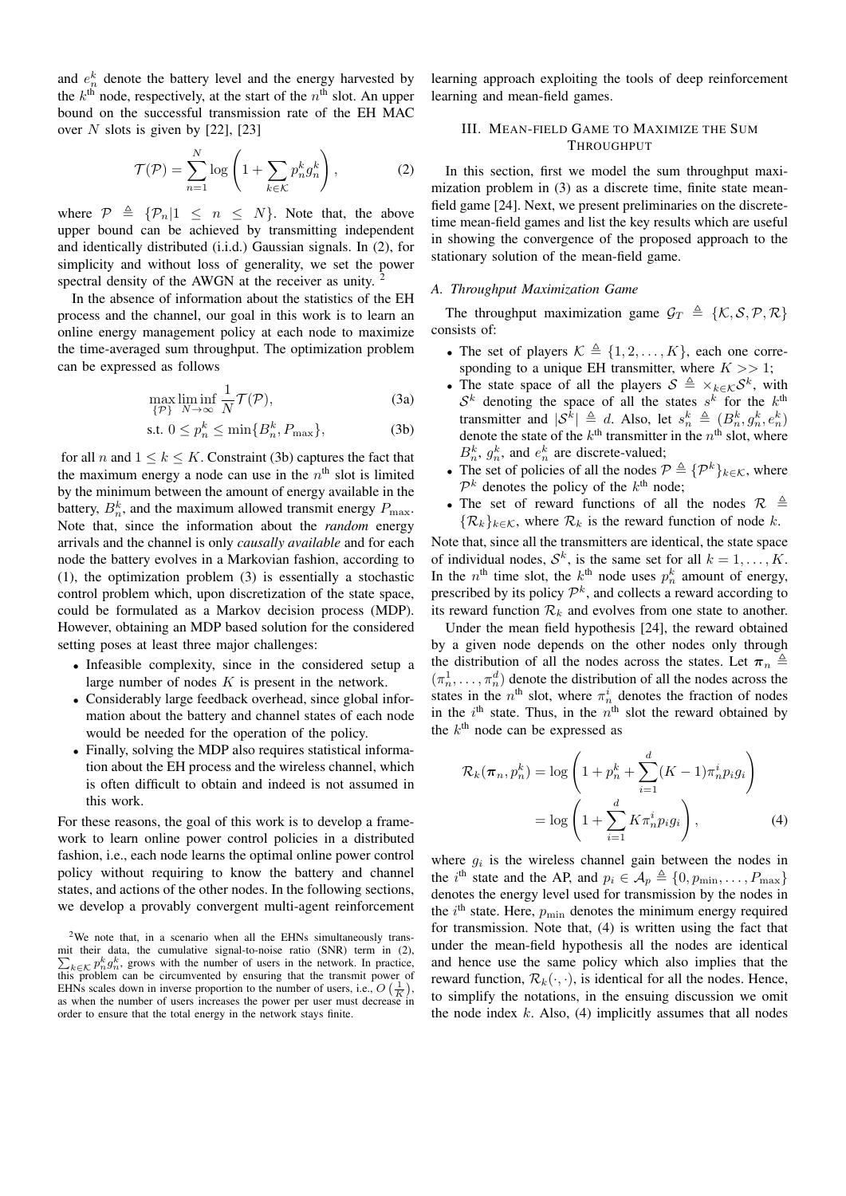and $e_n^k$ denote the battery level and the energy harvested by the $k^{\text{th}}$ node, respectively, at the start of the $n^{\text{th}}$ slot. An upper bound on the successful transmission rate of the EH MAC over $N$ slots is given by [22], [23]

$$\mathcal{T}(\mathcal{P}) = \sum_{n=1}^{N} \log\left(1 + \sum_{k\in\mathcal{K}} p_n^k g_n^k\right), \tag{2}$$

where $\mathcal{P} \triangleq \{\mathcal{P}_n | 1 \leq n \leq N\}$. Note that, the above upper bound can be achieved by transmitting independent and identically distributed (i.i.d.) Gaussian signals. In (2), for simplicity and without loss of generality, we set the power spectral density of the AWGN at the receiver as unity. [2]

In the absence of information about the statistics of the EH process and the channel, our goal in this work is to learn an online energy management policy at each node to maximize the time-averaged sum throughput. The optimization problem can be expressed as follows

$$\max_{\{\mathcal{P}\}} \liminf_{N\to\infty} \frac{1}{N}\mathcal{T}(\mathcal{P}), \tag{3a}$$

$$\text{s.t. } 0 \leq p_n^k \leq \min\{B_n^k, P_{\max}\}, \tag{3b}$$

for all $n$ and $1 \leq k \leq K$. Constraint (3b) captures the fact that the maximum energy a node can use in the $n^{\text{th}}$ slot is limited by the minimum between the amount of energy available in the battery, $B_n^k$, and the maximum allowed transmit energy $P_{\max}$. Note that, since the information about the *random* energy arrivals and the channel is only *causally available* and for each node the battery evolves in a Markovian fashion, according to (1), the optimization problem (3) is essentially a stochastic control problem which, upon discretization of the state space, could be formulated as a Markov decision process (MDP). However, obtaining an MDP based solution for the considered setting poses at least three major challenges:

- Infeasible complexity, since in the considered setup a large number of nodes $K$ is present in the network.
- Considerably large feedback overhead, since global information about the battery and channel states of each node would be needed for the operation of the policy.
- Finally, solving the MDP also requires statistical information about the EH process and the wireless channel, which is often difficult to obtain and indeed is not assumed in this work.

For these reasons, the goal of this work is to develop a framework to learn online power control policies in a distributed fashion, i.e., each node learns the optimal online power control policy without requiring to know the battery and channel states, and actions of the other nodes. In the following sections, we develop a provably convergent multi-agent reinforcement learning approach exploiting the tools of deep reinforcement learning and mean-field games.

## III. Mean-field Game to Maximize the Sum Throughput

In this section, first we model the sum throughput maximization problem in (3) as a discrete time, finite state mean-field game [24]. Next, we present preliminaries on the discrete-time mean-field games and list the key results which are useful in showing the convergence of the proposed approach to the stationary solution of the mean-field game.

### A. Throughput Maximization Game

The throughput maximization game $\mathcal{G}_T \triangleq \{\mathcal{K}, \mathcal{S}, \mathcal{P}, \mathcal{R}\}$ consists of:

- The set of players $\mathcal{K} \triangleq \{1, 2, \ldots, K\}$, each one corresponding to a unique EH transmitter, where $K >> 1$;
- The state space of all the players $\mathcal{S} \triangleq \times_{k\in\mathcal{K}} \mathcal{S}^k$, with $\mathcal{S}^k$ denoting the space of all the states $s^k$ for the $k^{\text{th}}$ transmitter and $|\mathcal{S}^k| \triangleq d$. Also, let $s_n^k \triangleq (B_n^k, g_n^k, e_n^k)$ denote the state of the $k^{\text{th}}$ transmitter in the $n^{\text{th}}$ slot, where $B_n^k$, $g_n^k$, and $e_n^k$ are discrete-valued;
- The set of policies of all the nodes $\mathcal{P} \triangleq \{\mathcal{P}^k\}_{k\in\mathcal{K}}$, where $\mathcal{P}^k$ denotes the policy of the $k^{\text{th}}$ node;
- The set of reward functions of all the nodes $\mathcal{R} \triangleq \{\mathcal{R}_k\}_{k\in\mathcal{K}}$, where $\mathcal{R}_k$ is the reward function of node $k$.

Note that, since all the transmitters are identical, the state space of individual nodes, $\mathcal{S}^k$, is the same set for all $k = 1, \ldots, K$. In the $n^{\text{th}}$ time slot, the $k^{\text{th}}$ node uses $p_n^k$ amount of energy, prescribed by its policy $\mathcal{P}^k$, and collects a reward according to its reward function $\mathcal{R}_k$ and evolves from one state to another.

Under the mean field hypothesis [24], the reward obtained by a given node depends on the other nodes only through the distribution of all the nodes across the states. Let $\boldsymbol{\pi}_n \triangleq (\pi_n^1, \ldots, \pi_n^d)$ denote the distribution of all the nodes across the states in the $n^{\text{th}}$ slot, where $\pi_n^i$ denotes the fraction of nodes in the $i^{\text{th}}$ state. Thus, in the $n^{\text{th}}$ slot the reward obtained by the $k^{\text{th}}$ node can be expressed as

$$\begin{aligned}
\mathcal{R}_k(\boldsymbol{\pi}_n, p_n^k) &= \log\left(1 + p_n^k + \sum_{i=1}^{d}(K-1)\pi_n^i p_i g_i\right) \\
&= \log\left(1 + \sum_{i=1}^{d} K\pi_n^i p_i g_i\right),
\end{aligned} \tag{4}$$

where $g_i$ is the wireless channel gain between the nodes in the $i^{\text{th}}$ state and the AP, and $p_i \in \mathcal{A}_p \triangleq \{0, p_{\min}, \ldots, P_{\max}\}$ denotes the energy level used for transmission by the nodes in the $i^{\text{th}}$ state. Here, $p_{\min}$ denotes the minimum energy required for transmission. Note that, (4) is written using the fact that under the mean-field hypothesis all the nodes are identical and hence use the same policy which also implies that the reward function, $\mathcal{R}_k(\cdot, \cdot)$, is identical for all the nodes. Hence, to simplify the notations, in the ensuing discussion we omit the node index $k$. Also, (4) implicitly assumes that all nodes

[2] We note that, in a scenario when all the EHNs simultaneously transmit their data, the cumulative signal-to-noise ratio (SNR) term in (2), $\sum_{k\in\mathcal{K}} p_n^k g_n^k$, grows with the number of users in the network. In practice, this problem can be circumvented by ensuring that the transmit power of EHNs scales down in inverse proportion to the number of users, i.e., $O\left(\frac{1}{K}\right)$, as when the number of users increases the power per user must decrease in order to ensure that the total energy in the network stays finite.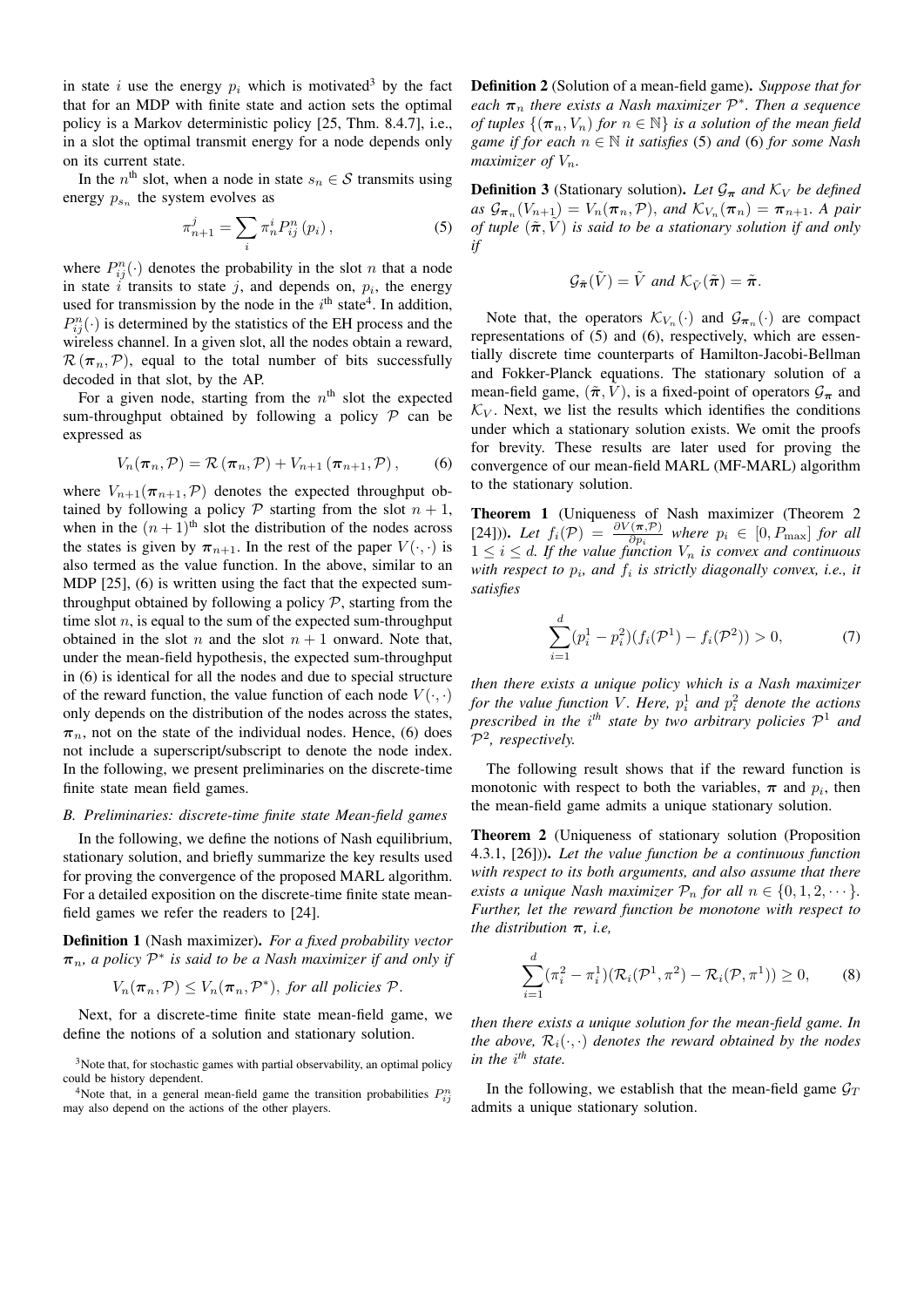in state $i$ use the energy $p_i$ which is motivated[3] by the fact that for an MDP with finite state and action sets the optimal policy is a Markov deterministic policy [25, Thm. 8.4.7], i.e., in a slot the optimal transmit energy for a node depends only on its current state.

In the $n^{\text{th}}$ slot, when a node in state $s_n \in \mathcal{S}$ transmits using energy $p_{s_n}$ the system evolves as

$$\pi_{n+1}^{j} = \sum_{i} \pi_n^i P_{ij}^n \left(p_i\right), \tag{5}$$

where $P_{ij}^n(\cdot)$ denotes the probability in the slot $n$ that a node in state $i$ transits to state $j$, and depends on, $p_i$, the energy used for transmission by the node in the $i^{\text{th}}$ state[4]. In addition, $P_{ij}^n(\cdot)$ is determined by the statistics of the EH process and the wireless channel. In a given slot, all the nodes obtain a reward, $\mathcal{R}\left(\boldsymbol{\pi}_n, \mathcal{P}\right)$, equal to the total number of bits successfully decoded in that slot, by the AP.

For a given node, starting from the $n^{\text{th}}$ slot the expected sum-throughput obtained by following a policy $\mathcal{P}$ can be expressed as

$$V_n(\boldsymbol{\pi}_n, \mathcal{P}) = \mathcal{R}\left(\boldsymbol{\pi}_n, \mathcal{P}\right) + V_{n+1}\left(\boldsymbol{\pi}_{n+1}, \mathcal{P}\right), \tag{6}$$

where $V_{n+1}(\boldsymbol{\pi}_{n+1}, \mathcal{P})$ denotes the expected throughput obtained by following a policy $\mathcal{P}$ starting from the slot $n+1$, when in the $(n+1)^{\text{th}}$ slot the distribution of the nodes across the states is given by $\boldsymbol{\pi}_{n+1}$. In the rest of the paper $V(\cdot, \cdot)$ is also termed as the value function. In the above, similar to an MDP [25], (6) is written using the fact that the expected sum-throughput obtained by following a policy $\mathcal{P}$, starting from the time slot $n$, is equal to the sum of the expected sum-throughput obtained in the slot $n$ and the slot $n+1$ onward. Note that, under the mean-field hypothesis, the expected sum-throughput in (6) is identical for all the nodes and due to special structure of the reward function, the value function of each node $V(\cdot, \cdot)$ only depends on the distribution of the nodes across the states, $\boldsymbol{\pi}_n$, not on the state of the individual nodes. Hence, (6) does not include a superscript/subscript to denote the node index. In the following, we present preliminaries on the discrete-time finite state mean field games.

### B. Preliminaries: discrete-time finite state Mean-field games

In the following, we define the notions of Nash equilibrium, stationary solution, and briefly summarize the key results used for proving the convergence of the proposed MARL algorithm. For a detailed exposition on the discrete-time finite state mean-field games we refer the readers to [24].

**Definition 1** (Nash maximizer). *For a fixed probability vector $\boldsymbol{\pi}_n$, a policy $\mathcal{P}^*$ is said to be a Nash maximizer if and only if*

$$V_n(\boldsymbol{\pi}_n, \mathcal{P}) \leq V_n(\boldsymbol{\pi}_n, \mathcal{P}^*), \text{ for all policies } \mathcal{P}.$$

Next, for a discrete-time finite state mean-field game, we define the notions of a solution and stationary solution.

**Definition 2** (Solution of a mean-field game). *Suppose that for each $\boldsymbol{\pi}_n$ there exists a Nash maximizer $\mathcal{P}^*$. Then a sequence of tuples $\{(\boldsymbol{\pi}_n, V_n)$ for $n \in \mathbb{N}\}$ is a solution of the mean field game if for each $n \in \mathbb{N}$ it satisfies* (5) *and* (6) *for some Nash maximizer of $V_n$.*

**Definition 3** (Stationary solution). *Let $\mathcal{G}_{\boldsymbol{\pi}}$ and $\mathcal{K}_V$ be defined as $\mathcal{G}_{\boldsymbol{\pi}_n}(V_{n+1}) = V_n(\boldsymbol{\pi}_n, \mathcal{P})$, and $\mathcal{K}_{V_n}(\boldsymbol{\pi}_n) = \boldsymbol{\pi}_{n+1}$. A pair of tuple $(\tilde{\boldsymbol{\pi}}, \tilde{V})$ is said to be a stationary solution if and only if*

$$\mathcal{G}_{\tilde{\boldsymbol{\pi}}}(\tilde{V}) = \tilde{V} \text{ and } \mathcal{K}_{\tilde{V}}(\tilde{\boldsymbol{\pi}}) = \tilde{\boldsymbol{\pi}}.$$

Note that, the operators $\mathcal{K}_{V_n}(\cdot)$ and $\mathcal{G}_{\boldsymbol{\pi}_n}(\cdot)$ are compact representations of (5) and (6), respectively, which are essentially discrete time counterparts of Hamilton-Jacobi-Bellman and Fokker-Planck equations. The stationary solution of a mean-field game, $(\tilde{\boldsymbol{\pi}}, \tilde{V})$, is a fixed-point of operators $\mathcal{G}_{\boldsymbol{\pi}}$ and $\mathcal{K}_V$. Next, we list the results which identifies the conditions under which a stationary solution exists. We omit the proofs for brevity. These results are later used for proving the convergence of our mean-field MARL (MF-MARL) algorithm to the stationary solution.

**Theorem 1** (Uniqueness of Nash maximizer (Theorem 2 [24])). *Let $f_i(\mathcal{P}) = \frac{\partial V(\boldsymbol{\pi}, \mathcal{P})}{\partial p_i}$ where $p_i \in [0, P_{\max}]$ for all $1 \leq i \leq d$. If the value function $V_n$ is convex and continuous with respect to $p_i$, and $f_i$ is strictly diagonally convex, i.e., it satisfies*

$$\sum_{i=1}^{d} (p_i^1 - p_i^2)(f_i(\mathcal{P}^1) - f_i(\mathcal{P}^2)) > 0, \tag{7}$$

*then there exists a unique policy which is a Nash maximizer for the value function $V$. Here, $p_i^1$ and $p_i^2$ denote the actions prescribed in the $i^{th}$ state by two arbitrary policies $\mathcal{P}^1$ and $\mathcal{P}^2$, respectively.*

The following result shows that if the reward function is monotonic with respect to both the variables, $\boldsymbol{\pi}$ and $p_i$, then the mean-field game admits a unique stationary solution.

**Theorem 2** (Uniqueness of stationary solution (Proposition 4.3.1, [26])). *Let the value function be a continuous function with respect to its both arguments, and also assume that there exists a unique Nash maximizer $\mathcal{P}_n$ for all $n \in \{0, 1, 2, \cdots\}$. Further, let the reward function be monotone with respect to the distribution $\boldsymbol{\pi}$, i.e,*

$$\sum_{i=1}^{d} (\pi_i^2 - \pi_i^1)(\mathcal{R}_i(\mathcal{P}^1, \pi^2) - \mathcal{R}_i(\mathcal{P}, \pi^1)) \geq 0, \tag{8}$$

*then there exists a unique solution for the mean-field game. In the above, $\mathcal{R}_i(\cdot, \cdot)$ denotes the reward obtained by the nodes in the $i^{th}$ state.*

In the following, we establish that the mean-field game $\mathcal{G}_T$ admits a unique stationary solution.

---

[3] Note that, for stochastic games with partial observability, an optimal policy could be history dependent.

[4] Note that, in a general mean-field game the transition probabilities $P_{ij}^n$ may also depend on the actions of the other players.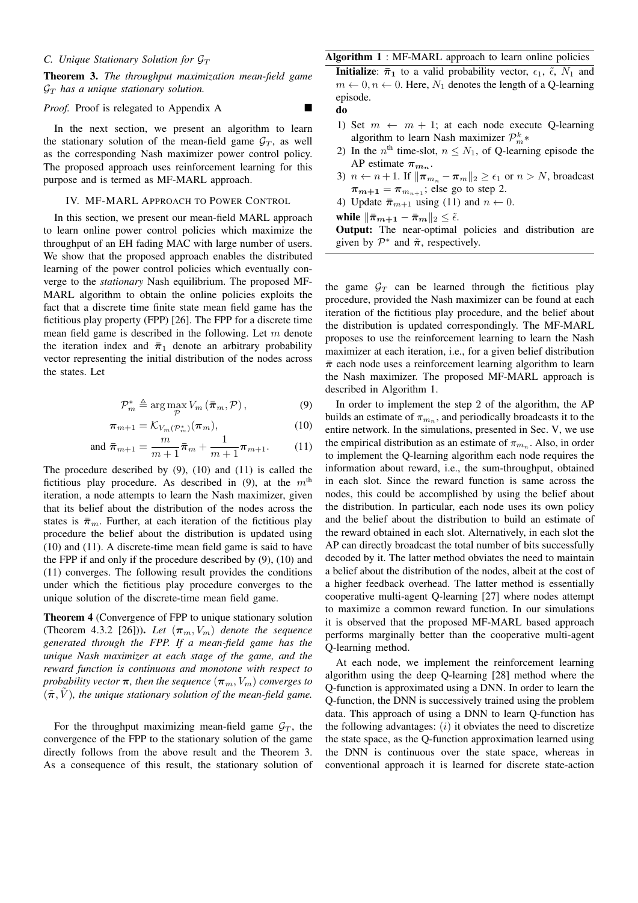### C. Unique Stationary Solution for $\mathcal{G}_T$

**Theorem 3.** *The throughput maximization mean-field game $\mathcal{G}_T$ has a unique stationary solution.*

*Proof.* Proof is relegated to Appendix A ■

In the next section, we present an algorithm to learn the stationary solution of the mean-field game $\mathcal{G}_T$, as well as the corresponding Nash maximizer power control policy. The proposed approach uses reinforcement learning for this purpose and is termed as MF-MARL approach.

## IV. MF-MARL Approach to Power Control

In this section, we present our mean-field MARL approach to learn online power control policies which maximize the throughput of an EH fading MAC with large number of users. We show that the proposed approach enables the distributed learning of the power control policies which eventually converge to the *stationary* Nash equilibrium. The proposed MF-MARL algorithm to obtain the online policies exploits the fact that a discrete time finite state mean field game has the fictitious play property (FPP) [26]. The FPP for a discrete time mean field game is described in the following. Let $m$ denote the iteration index and $\bar{\boldsymbol{\pi}}_1$ denote an arbitrary probability vector representing the initial distribution of the nodes across the states. Let

$$\mathcal{P}_m^* \triangleq \arg\max_{\mathcal{P}} V_m\left(\bar{\boldsymbol{\pi}}_m, \mathcal{P}\right), \tag{9}$$

$$\boldsymbol{\pi}_{m+1} = \mathcal{K}_{V_m(\mathcal{P}_m^*)}(\boldsymbol{\pi}_m), \tag{10}$$

$$\text{and } \bar{\boldsymbol{\pi}}_{m+1} = \frac{m}{m+1}\bar{\boldsymbol{\pi}}_m + \frac{1}{m+1}\boldsymbol{\pi}_{m+1}. \tag{11}$$

The procedure described by (9), (10) and (11) is called the fictitious play procedure. As described in (9), at the $m^{\text{th}}$ iteration, a node attempts to learn the Nash maximizer, given that its belief about the distribution of the nodes across the states is $\bar{\boldsymbol{\pi}}_m$. Further, at each iteration of the fictitious play procedure the belief about the distribution is updated using (10) and (11). A discrete-time mean field game is said to have the FPP if and only if the procedure described by (9), (10) and (11) converges. The following result provides the conditions under which the fictitious play procedure converges to the unique solution of the discrete-time mean field game.

**Theorem 4** (Convergence of FPP to unique stationary solution (Theorem 4.3.2 [26])). *Let $(\boldsymbol{\pi}_m, V_m)$ denote the sequence generated through the FPP. If a mean-field game has the unique Nash maximizer at each stage of the game, and the reward function is continuous and monotone with respect to probability vector $\boldsymbol{\pi}$, then the sequence $(\boldsymbol{\pi}_m, V_m)$ converges to $(\tilde{\boldsymbol{\pi}}, \tilde{V})$, the unique stationary solution of the mean-field game.*

For the throughput maximizing mean-field game $\mathcal{G}_T$, the convergence of the FPP to the stationary solution of the game directly follows from the above result and the Theorem 3. As a consequence of this result, the stationary solution of the game $\mathcal{G}_T$ can be learned through the fictitious play procedure, provided the Nash maximizer can be found at each iteration of the fictitious play procedure, and the belief about the distribution is updated correspondingly. The MF-MARL proposes to use the reinforcement learning to learn the Nash maximizer at each iteration, i.e., for a given belief distribution $\bar{\boldsymbol{\pi}}$ each node uses a reinforcement learning algorithm to learn the Nash maximizer. The proposed MF-MARL approach is described in Algorithm 1.

---

**Algorithm 1** : MF-MARL approach to learn online policies

---

**Initialize**: $\bar{\boldsymbol{\pi}}_1$ to a valid probability vector, $\epsilon_1$, $\tilde{\epsilon}$, $N_1$ and $m \leftarrow 0, n \leftarrow 0$. Here, $N_1$ denotes the length of a Q-learning episode.

**do**

1) Set $m \leftarrow m+1$; at each node execute Q-learning algorithm to learn Nash maximizer $\mathcal{P}_m^k*$
2) In the $n^{\text{th}}$ time-slot, $n \leq N_1$, of Q-learning episode the AP estimate $\boldsymbol{\pi}_{m_n}$.
3) $n \leftarrow n+1$. If $\|\boldsymbol{\pi}_{m_n} - \boldsymbol{\pi}_m\|_2 \geq \epsilon_1$ or $n > N$, broadcast $\boldsymbol{\pi}_{m+1} = \boldsymbol{\pi}_{m_{n+1}}$; else go to step 2.
4) Update $\bar{\boldsymbol{\pi}}_{m+1}$ using (11) and $n \leftarrow 0$.

**while** $\|\bar{\boldsymbol{\pi}}_{m+1} - \bar{\boldsymbol{\pi}}_m\|_2 \leq \tilde{\epsilon}$.

**Output:** The near-optimal policies and distribution are given by $\mathcal{P}^*$ and $\tilde{\boldsymbol{\pi}}$, respectively.

---

In order to implement the step 2 of the algorithm, the AP builds an estimate of $\pi_{m_n}$, and periodically broadcasts it to the entire network. In the simulations, presented in Sec. V, we use the empirical distribution as an estimate of $\pi_{m_n}$. Also, in order to implement the Q-learning algorithm each node requires the information about reward, i.e., the sum-throughput, obtained in each slot. Since the reward function is same across the nodes, this could be accomplished by using the belief about the distribution. In particular, each node uses its own policy and the belief about the distribution to build an estimate of the reward obtained in each slot. Alternatively, in each slot the AP can directly broadcast the total number of bits successfully decoded by it. The latter method obviates the need to maintain a belief about the distribution of the nodes, albeit at the cost of a higher feedback overhead. The latter method is essentially cooperative multi-agent Q-learning [27] where nodes attempt to maximize a common reward function. In our simulations it is observed that the proposed MF-MARL based approach performs marginally better than the cooperative multi-agent Q-learning method.

At each node, we implement the reinforcement learning algorithm using the deep Q-learning [28] method where the Q-function is approximated using a DNN. In order to learn the Q-function, the DNN is successively trained using the problem data. This approach of using a DNN to learn Q-function has the following advantages: $(i)$ it obviates the need to discretize the state space, as the Q-function approximation learned using the DNN is continuous over the state space, whereas in conventional approach it is learned for discrete state-action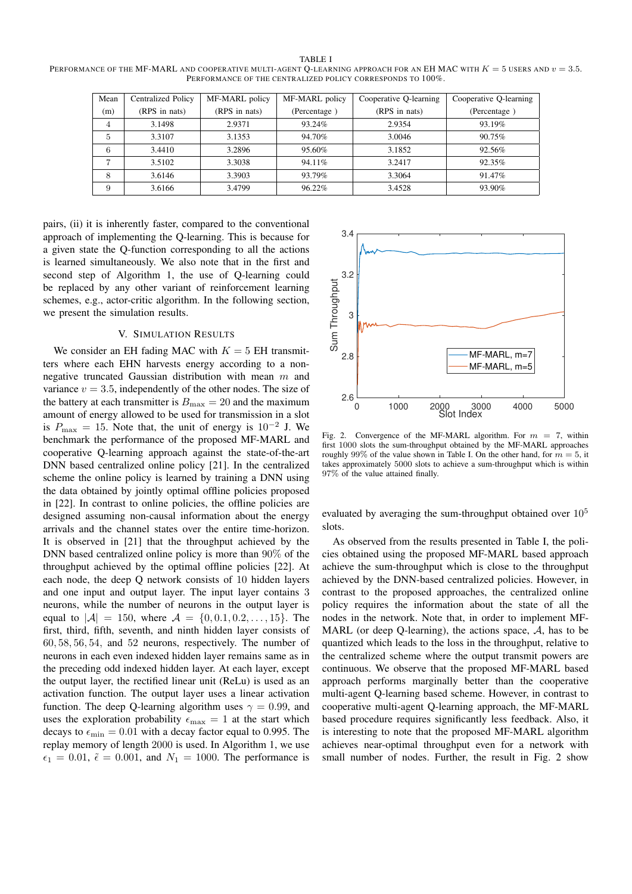TABLE I
PERFORMANCE OF THE MF-MARL AND COOPERATIVE MULTI-AGENT Q-LEARNING APPROACH FOR AN EH MAC WITH $K = 5$ USERS AND $v = 3.5$. PERFORMANCE OF THE CENTRALIZED POLICY CORRESPONDS TO 100%.

| Mean (m) | Centralized Policy (RPS in nats) | MF-MARL policy (RPS in nats) | MF-MARL policy (Percentage ) | Cooperative Q-learning (RPS in nats) | Cooperative Q-learning (Percentage ) |
|---|---|---|---|---|---|
| 4 | 3.1498 | 2.9371 | 93.24% | 2.9354 | 93.19% |
| 5 | 3.3107 | 3.1353 | 94.70% | 3.0046 | 90.75% |
| 6 | 3.4410 | 3.2896 | 95.60% | 3.1852 | 92.56% |
| 7 | 3.5102 | 3.3038 | 94.11% | 3.2417 | 92.35% |
| 8 | 3.6146 | 3.3903 | 93.79% | 3.3064 | 91.47% |
| 9 | 3.6166 | 3.4799 | 96.22% | 3.4528 | 93.90% |

pairs, (ii) it is inherently faster, compared to the conventional approach of implementing the Q-learning. This is because for a given state the Q-function corresponding to all the actions is learned simultaneously. We also note that in the first and second step of Algorithm 1, the use of Q-learning could be replaced by any other variant of reinforcement learning schemes, e.g., actor-critic algorithm. In the following section, we present the simulation results.

## V. SIMULATION RESULTS

We consider an EH fading MAC with $K = 5$ EH transmitters where each EHN harvests energy according to a non-negative truncated Gaussian distribution with mean $m$ and variance $v = 3.5$, independently of the other nodes. The size of the battery at each transmitter is $B_{\max} = 20$ and the maximum amount of energy allowed to be used for transmission in a slot is $P_{\max} = 15$. Note that, the unit of energy is $10^{-2}$ J. We benchmark the performance of the proposed MF-MARL and cooperative Q-learning approach against the state-of-the-art DNN based centralized online policy [21]. In the centralized scheme the online policy is learned by training a DNN using the data obtained by jointly optimal offline policies proposed in [22]. In contrast to online policies, the offline policies are designed assuming non-causal information about the energy arrivals and the channel states over the entire time-horizon. It is observed in [21] that the throughput achieved by the DNN based centralized online policy is more than 90% of the throughput achieved by the optimal offline policies [22]. At each node, the deep Q network consists of 10 hidden layers and one input and output layer. The input layer contains 3 neurons, while the number of neurons in the output layer is equal to $|\mathcal{A}| = 150$, where $\mathcal{A} = \{0, 0.1, 0.2, \ldots, 15\}$. The first, third, fifth, seventh, and ninth hidden layer consists of $60, 58, 56, 54,$ and $52$ neurons, respectively. The number of neurons in each even indexed hidden layer remains same as in the preceding odd indexed hidden layer. At each layer, except the output layer, the rectified linear unit (ReLu) is used as an activation function. The output layer uses a linear activation function. The deep Q-learning algorithm uses $\gamma = 0.99$, and uses the exploration probability $\epsilon_{\max} = 1$ at the start which decays to $\epsilon_{\min} = 0.01$ with a decay factor equal to 0.995. The replay memory of length 2000 is used. In Algorithm 1, we use $\epsilon_1 = 0.01$, $\tilde{\epsilon} = 0.001$, and $N_1 = 1000$. The performance is evaluated by averaging the sum-throughput obtained over $10^5$ slots.

Fig. 2. Convergence of the MF-MARL algorithm. For $m = 7$, within first 1000 slots the sum-throughput obtained by the MF-MARL approaches roughly 99% of the value shown in Table I. On the other hand, for $m = 5$, it takes approximately 5000 slots to achieve a sum-throughput which is within 97% of the value attained finally.

As observed from the results presented in Table I, the policies obtained using the proposed MF-MARL based approach achieve the sum-throughput which is close to the throughput achieved by the DNN-based centralized policies. However, in contrast to the proposed approaches, the centralized online policy requires the information about the state of all the nodes in the network. Note that, in order to implement MF-MARL (or deep Q-learning), the actions space, $\mathcal{A}$, has to be quantized which leads to the loss in the throughput, relative to the centralized scheme where the output transmit powers are continuous. We observe that the proposed MF-MARL based approach performs marginally better than the cooperative multi-agent Q-learning based scheme. However, in contrast to cooperative multi-agent Q-learning approach, the MF-MARL based procedure requires significantly less feedback. Also, it is interesting to note that the proposed MF-MARL algorithm achieves near-optimal throughput even for a network with small number of nodes. Further, the result in Fig. 2 show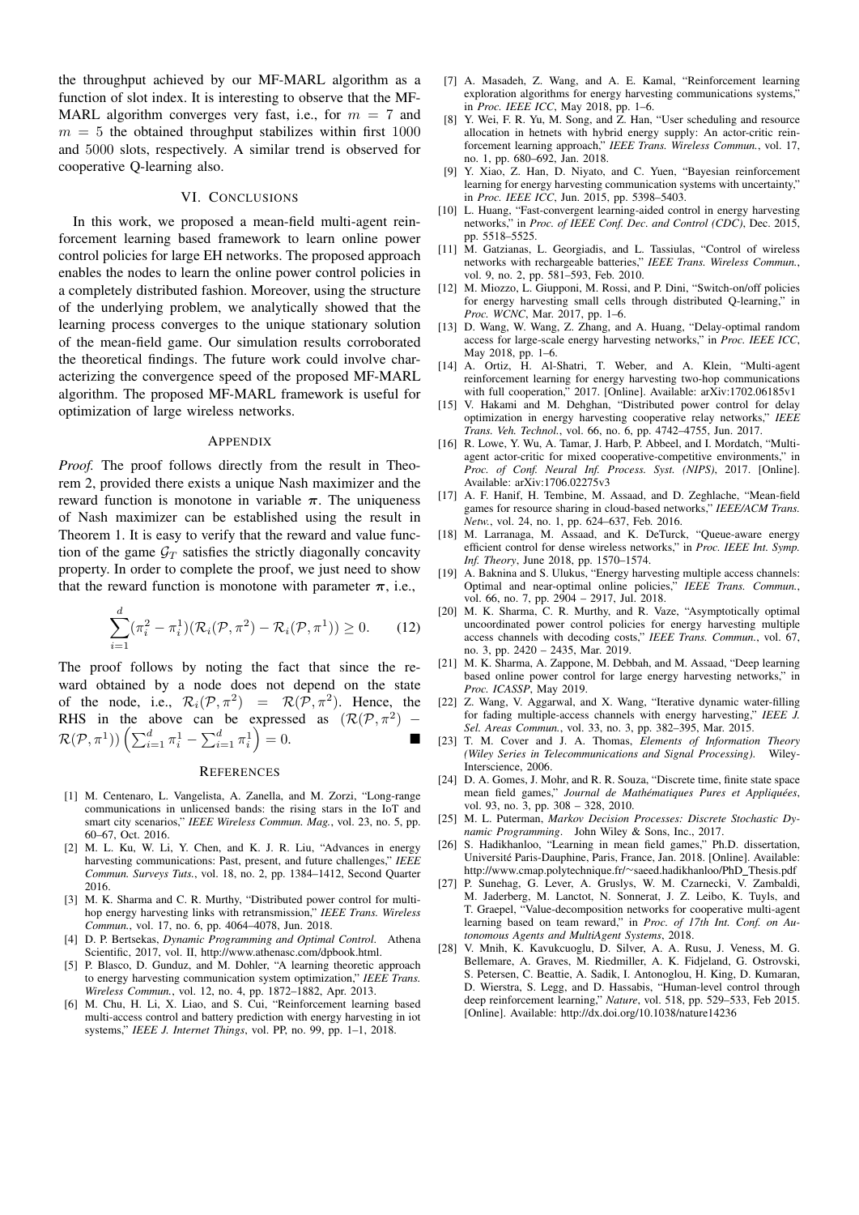the throughput achieved by our MF-MARL algorithm as a function of slot index. It is interesting to observe that the MF-MARL algorithm converges very fast, i.e., for $m = 7$ and $m = 5$ the obtained throughput stabilizes within first 1000 and 5000 slots, respectively. A similar trend is observed for cooperative Q-learning also.

## VI. Conclusions

In this work, we proposed a mean-field multi-agent reinforcement learning based framework to learn online power control policies for large EH networks. The proposed approach enables the nodes to learn the online power control policies in a completely distributed fashion. Moreover, using the structure of the underlying problem, we analytically showed that the learning process converges to the unique stationary solution of the mean-field game. Our simulation results corroborated the theoretical findings. The future work could involve characterizing the convergence speed of the proposed MF-MARL algorithm. The proposed MF-MARL framework is useful for optimization of large wireless networks.

## Appendix

*Proof.* The proof follows directly from the result in Theorem 2, provided there exists a unique Nash maximizer and the reward function is monotone in variable $\boldsymbol{\pi}$. The uniqueness of Nash maximizer can be established using the result in Theorem 1. It is easy to verify that the reward and value function of the game $\mathcal{G}_T$ satisfies the strictly diagonally concavity property. In order to complete the proof, we just need to show that the reward function is monotone with parameter $\boldsymbol{\pi}$, i.e.,

$$\sum_{i=1}^{d}(\pi_i^2 - \pi_i^1)(\mathcal{R}_i(\mathcal{P}, \pi^2) - \mathcal{R}_i(\mathcal{P}, \pi^1)) \geq 0. \qquad (12)$$

The proof follows by noting the fact that since the reward obtained by a node does not depend on the state of the node, i.e., $\mathcal{R}_i(\mathcal{P}, \pi^2) = \mathcal{R}(\mathcal{P}, \pi^2)$. Hence, the RHS in the above can be expressed as $(\mathcal{R}(\mathcal{P}, \pi^2) - \mathcal{R}(\mathcal{P}, \pi^1))\left(\sum_{i=1}^{d}\pi_i^1 - \sum_{i=1}^{d}\pi_i^1\right) = 0$. ■

## References

[1] M. Centenaro, L. Vangelista, A. Zanella, and M. Zorzi, "Long-range communications in unlicensed bands: the rising stars in the IoT and smart city scenarios," *IEEE Wireless Commun. Mag.*, vol. 23, no. 5, pp. 60–67, Oct. 2016.

[2] M. L. Ku, W. Li, Y. Chen, and K. J. R. Liu, "Advances in energy harvesting communications: Past, present, and future challenges," *IEEE Commun. Surveys Tuts.*, vol. 18, no. 2, pp. 1384–1412, Second Quarter 2016.

[3] M. K. Sharma and C. R. Murthy, "Distributed power control for multi-hop energy harvesting links with retransmission," *IEEE Trans. Wireless Commun.*, vol. 17, no. 6, pp. 4064–4078, Jun. 2018.

[4] D. P. Bertsekas, *Dynamic Programming and Optimal Control*. Athena Scientific, 2017, vol. II, http://www.athenasc.com/dpbook.html.

[5] P. Blasco, D. Gunduz, and M. Dohler, "A learning theoretic approach to energy harvesting communication system optimization," *IEEE Trans. Wireless Commun.*, vol. 12, no. 4, pp. 1872–1882, Apr. 2013.

[6] M. Chu, H. Li, X. Liao, and S. Cui, "Reinforcement learning based multi-access control and battery prediction with energy harvesting in iot systems," *IEEE J. Internet Things*, vol. PP, no. 99, pp. 1–1, 2018.

[7] A. Masadeh, Z. Wang, and A. E. Kamal, "Reinforcement learning exploration algorithms for energy harvesting communications systems," in *Proc. IEEE ICC*, May 2018, pp. 1–6.

[8] Y. Wei, F. R. Yu, M. Song, and Z. Han, "User scheduling and resource allocation in hetnets with hybrid energy supply: An actor-critic reinforcement learning approach," *IEEE Trans. Wireless Commun.*, vol. 17, no. 1, pp. 680–692, Jan. 2018.

[9] Y. Xiao, Z. Han, D. Niyato, and C. Yuen, "Bayesian reinforcement learning for energy harvesting communication systems with uncertainty," in *Proc. IEEE ICC*, Jun. 2015, pp. 5398–5403.

[10] L. Huang, "Fast-convergent learning-aided control in energy harvesting networks," in *Proc. of IEEE Conf. Dec. and Control (CDC)*, Dec. 2015, pp. 5518–5525.

[11] M. Gatzianas, L. Georgiadis, and L. Tassiulas, "Control of wireless networks with rechargeable batteries," *IEEE Trans. Wireless Commun.*, vol. 9, no. 2, pp. 581–593, Feb. 2010.

[12] M. Miozzo, L. Giupponi, M. Rossi, and P. Dini, "Switch-on/off policies for energy harvesting small cells through distributed Q-learning," in *Proc. WCNC*, Mar. 2017, pp. 1–6.

[13] D. Wang, W. Wang, Z. Zhang, and A. Huang, "Delay-optimal random access for large-scale energy harvesting networks," in *Proc. IEEE ICC*, May 2018, pp. 1–6.

[14] A. Ortiz, H. Al-Shatri, T. Weber, and A. Klein, "Multi-agent reinforcement learning for energy harvesting two-hop communications with full cooperation," 2017. [Online]. Available: arXiv:1702.06185v1

[15] V. Hakami and M. Dehghan, "Distributed power control for delay optimization in energy harvesting cooperative relay networks," *IEEE Trans. Veh. Technol.*, vol. 66, no. 6, pp. 4742–4755, Jun. 2017.

[16] R. Lowe, Y. Wu, A. Tamar, J. Harb, P. Abbeel, and I. Mordatch, "Multi-agent actor-critic for mixed cooperative-competitive environments," in *Proc. of Conf. Neural Inf. Process. Syst. (NIPS)*, 2017. [Online]. Available: arXiv:1706.02275v3

[17] A. F. Hanif, H. Tembine, M. Assaad, and D. Zeghlache, "Mean-field games for resource sharing in cloud-based networks," *IEEE/ACM Trans. Netw.*, vol. 24, no. 1, pp. 624–637, Feb. 2016.

[18] M. Larranaga, M. Assaad, and K. DeTurck, "Queue-aware energy efficient control for dense wireless networks," in *Proc. IEEE Int. Symp. Inf. Theory*, June 2018, pp. 1570–1574.

[19] A. Baknina and S. Ulukus, "Energy harvesting multiple access channels: Optimal and near-optimal online policies," *IEEE Trans. Commun.*, vol. 66, no. 7, pp. 2904 – 2917, Jul. 2018.

[20] M. K. Sharma, C. R. Murthy, and R. Vaze, "Asymptotically optimal uncoordinated power control policies for energy harvesting multiple access channels with decoding costs," *IEEE Trans. Commun.*, vol. 67, no. 3, pp. 2420 – 2435, Mar. 2019.

[21] M. K. Sharma, A. Zappone, M. Debbah, and M. Assaad, "Deep learning based online power control for large energy harvesting networks," in *Proc. ICASSP*, May 2019.

[22] Z. Wang, V. Aggarwal, and X. Wang, "Iterative dynamic water-filling for fading multiple-access channels with energy harvesting," *IEEE J. Sel. Areas Commun.*, vol. 33, no. 3, pp. 382–395, Mar. 2015.

[23] T. M. Cover and J. A. Thomas, *Elements of Information Theory (Wiley Series in Telecommunications and Signal Processing)*. Wiley-Interscience, 2006.

[24] D. A. Gomes, J. Mohr, and R. R. Souza, "Discrete time, finite state space mean field games," *Journal de Mathématiques Pures et Appliquées*, vol. 93, no. 3, pp. 308 – 328, 2010.

[25] M. L. Puterman, *Markov Decision Processes: Discrete Stochastic Dynamic Programming*. John Wiley & Sons, Inc., 2017.

[26] S. Hadikhanloo, "Learning in mean field games," Ph.D. dissertation, Université Paris-Dauphine, Paris, France, Jan. 2018. [Online]. Available: http://www.cmap.polytechnique.fr/~saeed.hadikhanloo/PhD_Thesis.pdf

[27] P. Sunehag, G. Lever, A. Gruslys, W. M. Czarnecki, V. Zambaldi, M. Jaderberg, M. Lanctot, N. Sonnerat, J. Z. Leibo, K. Tuyls, and T. Graepel, "Value-decomposition networks for cooperative multi-agent learning based on team reward," in *Proc. of 17th Int. Conf. on Autonomous Agents and MultiAgent Systems*, 2018.

[28] V. Mnih, K. Kavukcuoglu, D. Silver, A. A. Rusu, J. Veness, M. G. Bellemare, A. Graves, M. Riedmiller, A. K. Fidjeland, G. Ostrovski, S. Petersen, C. Beattie, A. Sadik, I. Antonoglou, H. King, D. Kumaran, D. Wierstra, S. Legg, and D. Hassabis, "Human-level control through deep reinforcement learning," *Nature*, vol. 518, pp. 529–533, Feb 2015. [Online]. Available: http://dx.doi.org/10.1038/nature14236